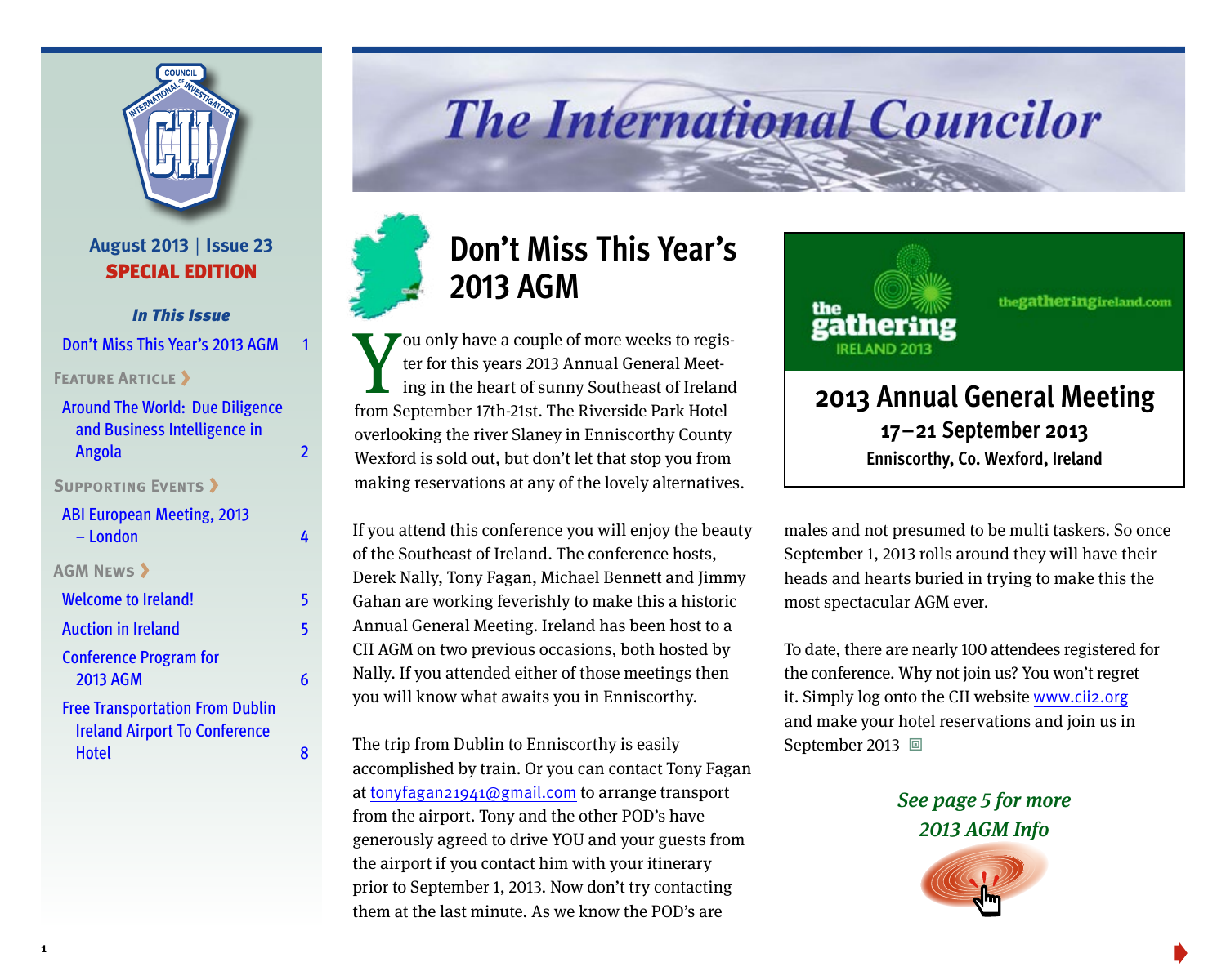# The International Councilor

August 2013 | Issue 23
**SPECIAL EDITION**

***In This Issue***

- Don't Miss This Year's 2013 AGM — 1

**FEATURE ARTICLE ›**

- Around The World: Due Diligence and Business Intelligence in Angola — 2

**SUPPORTING EVENTS ›**

- ABI European Meeting, 2013 – London — 4

**AGM NEWS ›**

- Welcome to Ireland! — 5
- Auction in Ireland — 5
- Conference Program for 2013 AGM — 6
- Free Transportation From Dublin Ireland Airport To Conference Hotel — 8

## Don't Miss This Year's 2013 AGM

You only have a couple of more weeks to register for this years 2013 Annual General Meeting in the heart of sunny Southeast of Ireland from September 17th-21st. The Riverside Park Hotel overlooking the river Slaney in Enniscorthy County Wexford is sold out, but don't let that stop you from making reservations at any of the lovely alternatives.

If you attend this conference you will enjoy the beauty of the Southeast of Ireland. The conference hosts, Derek Nally, Tony Fagan, Michael Bennett and Jimmy Gahan are working feverishly to make this a historic Annual General Meeting. Ireland has been host to a CII AGM on two previous occasions, both hosted by Nally. If you attended either of those meetings then you will know what awaits you in Enniscorthy.

The trip from Dublin to Enniscorthy is easily accomplished by train. Or you can contact Tony Fagan at tonyfagan21941@gmail.com to arrange transport from the airport. Tony and the other POD's have generously agreed to drive YOU and your guests from the airport if you contact him with your itinerary prior to September 1, 2013. Now don't try contacting them at the last minute. As we know the POD's are males and not presumed to be multi taskers. So once September 1, 2013 rolls around they will have their heads and hearts buried in trying to make this the most spectacular AGM ever.

To date, there are nearly 100 attendees registered for the conference. Why not join us? You won't regret it. Simply log onto the CII website www.cii2.org and make your hotel reservations and join us in September 2013

the gathering IRELAND 2013 — thegatheringireland.com

**2013 Annual General Meeting**
**17–21 September 2013**
**Enniscorthy, Co. Wexford, Ireland**

*See page 5 for more 2013 AGM Info*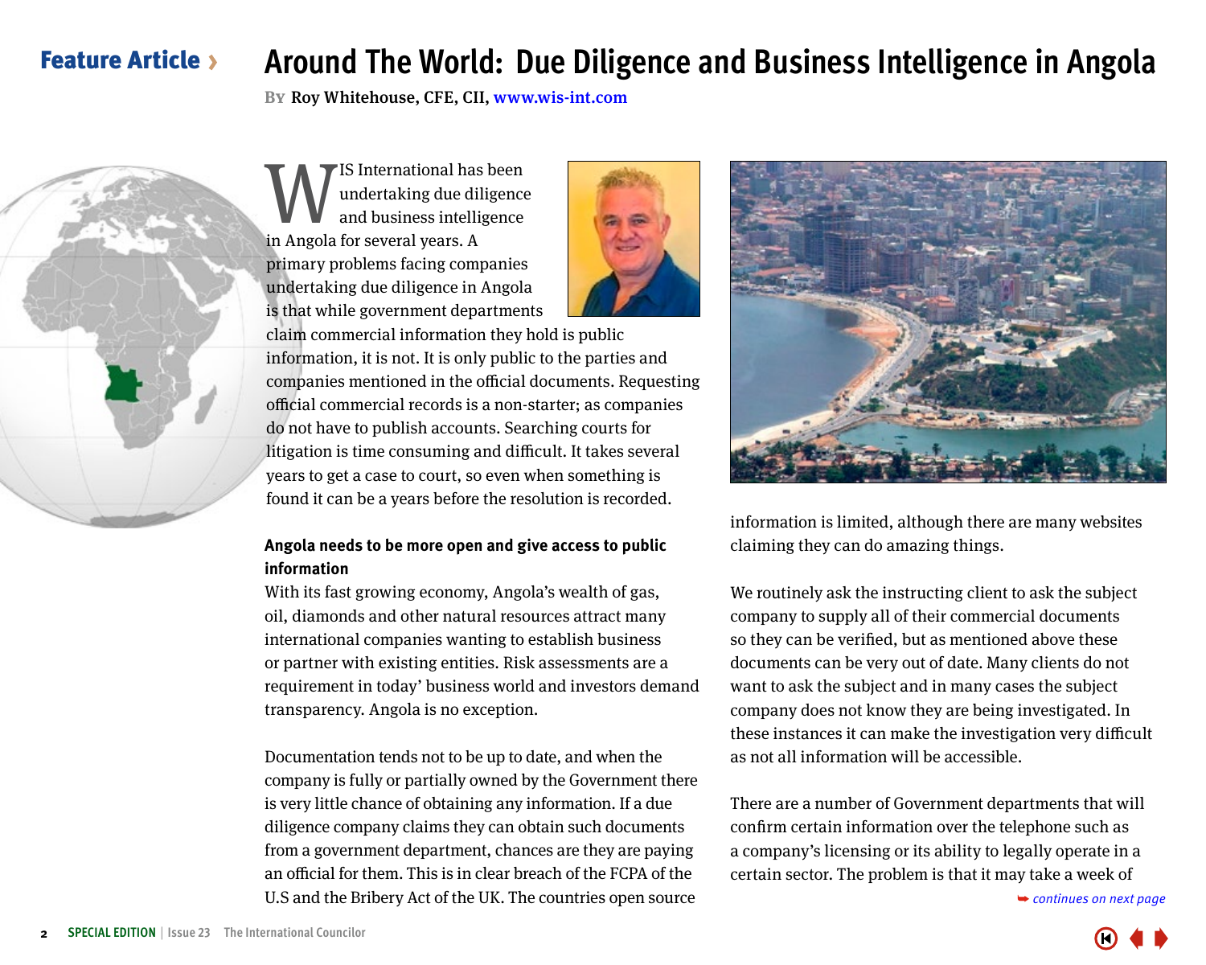Feature Article ›

# Around The World: Due Diligence and Business Intelligence in Angola

By Roy Whitehouse, CFE, CII, www.wis-int.com

WIS International has been undertaking due diligence and business intelligence in Angola for several years. A primary problems facing companies undertaking due diligence in Angola is that while government departments claim commercial information they hold is public information, it is not. It is only public to the parties and companies mentioned in the official documents. Requesting official commercial records is a non-starter; as companies do not have to publish accounts. Searching courts for litigation is time consuming and difficult. It takes several years to get a case to court, so even when something is found it can be a years before the resolution is recorded.

**Angola needs to be more open and give access to public information**

With its fast growing economy, Angola's wealth of gas, oil, diamonds and other natural resources attract many international companies wanting to establish business or partner with existing entities. Risk assessments are a requirement in today' business world and investors demand transparency. Angola is no exception.

Documentation tends not to be up to date, and when the company is fully or partially owned by the Government there is very little chance of obtaining any information. If a due diligence company claims they can obtain such documents from a government department, chances are they are paying an official for them. This is in clear breach of the FCPA of the U.S and the Bribery Act of the UK. The countries open source information is limited, although there are many websites claiming they can do amazing things.

We routinely ask the instructing client to ask the subject company to supply all of their commercial documents so they can be verified, but as mentioned above these documents can be very out of date. Many clients do not want to ask the subject and in many cases the subject company does not know they are being investigated. In these instances it can make the investigation very difficult as not all information will be accessible.

There are a number of Government departments that will confirm certain information over the telephone such as a company's licensing or its ability to legally operate in a certain sector. The problem is that it may take a week of

*continues on next page*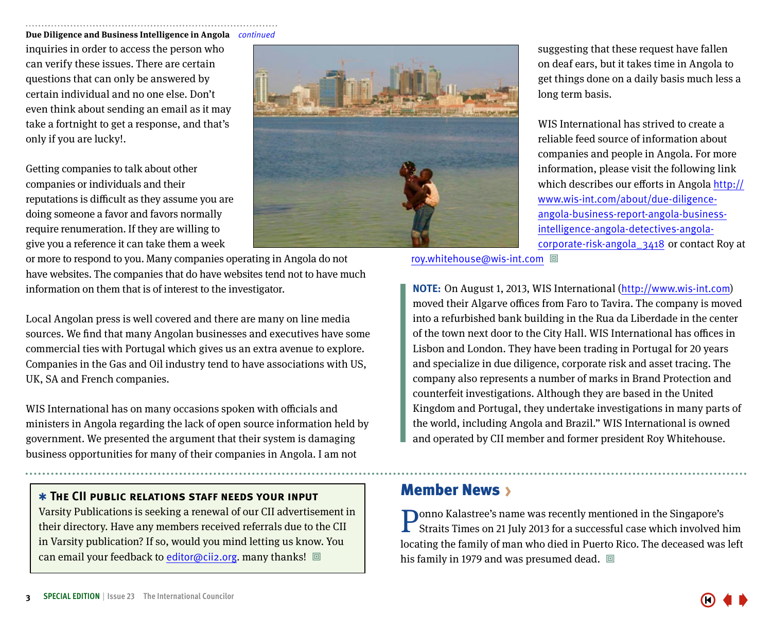**Due Diligence and Business Intelligence in Angola** *continued*

inquiries in order to access the person who can verify these issues. There are certain questions that can only be answered by certain individual and no one else. Don't even think about sending an email as it may take a fortnight to get a response, and that's only if you are lucky!.

Getting companies to talk about other companies or individuals and their reputations is difficult as they assume you are doing someone a favor and favors normally require renumeration. If they are willing to give you a reference it can take them a week or more to respond to you. Many companies operating in Angola do not have websites. The companies that do have websites tend not to have much information on them that is of interest to the investigator.

Local Angolan press is well covered and there are many on line media sources. We find that many Angolan businesses and executives have some commercial ties with Portugal which gives us an extra avenue to explore. Companies in the Gas and Oil industry tend to have associations with US, UK, SA and French companies.

WIS International has on many occasions spoken with officials and ministers in Angola regarding the lack of open source information held by government. We presented the argument that their system is damaging business opportunities for many of their companies in Angola. I am not suggesting that these request have fallen on deaf ears, but it takes time in Angola to get things done on a daily basis much less a long term basis.

WIS International has strived to create a reliable feed source of information about companies and people in Angola. For more information, please visit the following link which describes our efforts in Angola http://www.wis-int.com/about/due-diligence-angola-business-report-angola-business-intelligence-angola-detectives-angola-corporate-risk-angola_3418 or contact Roy at roy.whitehouse@wis-int.com

**NOTE:** On August 1, 2013, WIS International (http://www.wis-int.com) moved their Algarve offices from Faro to Tavira. The company is moved into a refurbished bank building in the Rua da Liberdade in the center of the town next door to the City Hall. WIS International has offices in Lisbon and London. They have been trading in Portugal for 20 years and specialize in due diligence, corporate risk and asset tracing. The company also represents a number of marks in Brand Protection and counterfeit investigations. Although they are based in the United Kingdom and Portugal, they undertake investigations in many parts of the world, including Angola and Brazil." WIS International is owned and operated by CII member and former president Roy Whitehouse.

### * The CII public relations staff needs your input

Varsity Publications is seeking a renewal of our CII advertisement in their directory. Have any members received referrals due to the CII in Varsity publication? If so, would you mind letting us know. You can email your feedback to editor@cii2.org. many thanks!

## Member News ›

Ponno Kalastree's name was recently mentioned in the Singapore's Straits Times on 21 July 2013 for a successful case which involved him locating the family of man who died in Puerto Rico. The deceased was left his family in 1979 and was presumed dead.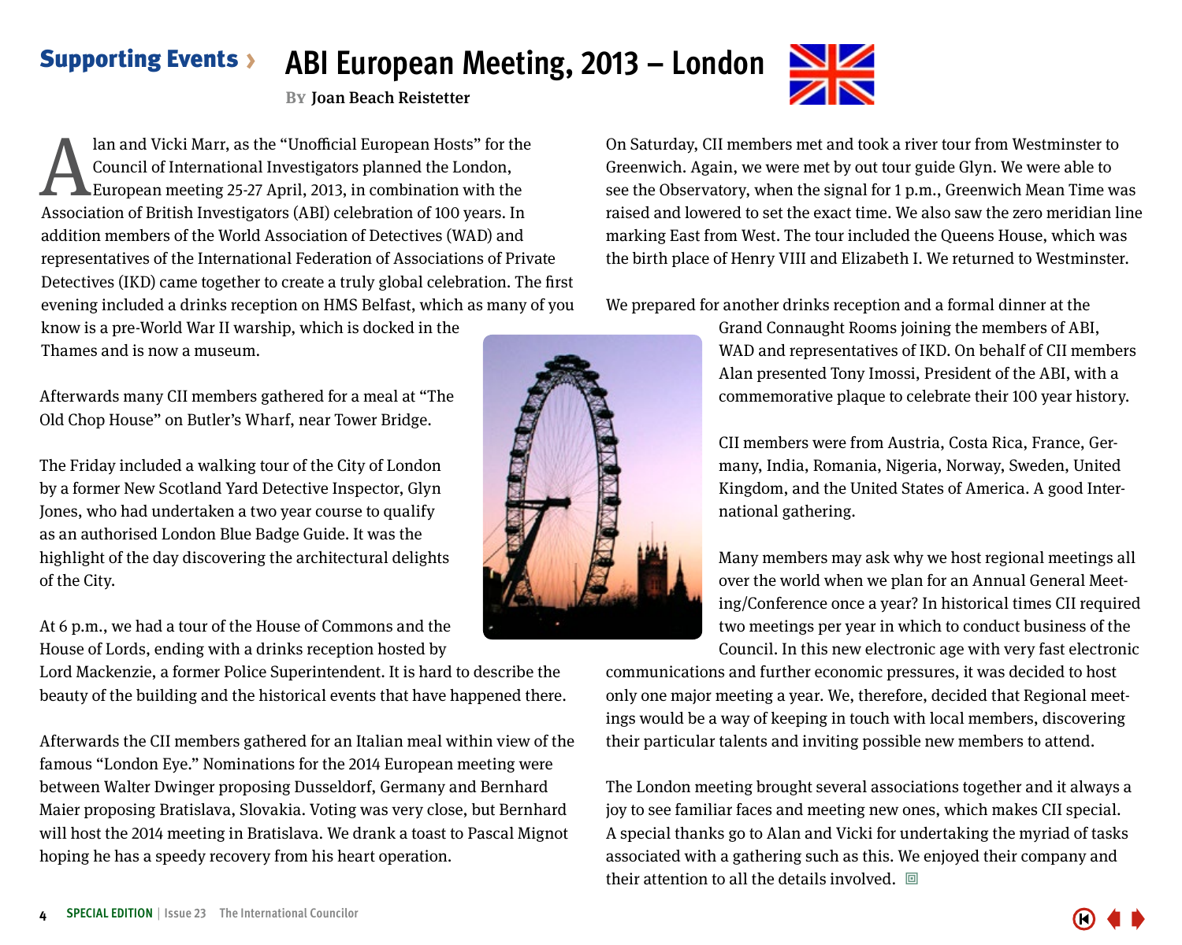Supporting Events ›

# ABI European Meeting, 2013 – London

By Joan Beach Reistetter

Alan and Vicki Marr, as the "Unofficial European Hosts" for the Council of International Investigators planned the London, European meeting 25-27 April, 2013, in combination with the Association of British Investigators (ABI) celebration of 100 years. In addition members of the World Association of Detectives (WAD) and representatives of the International Federation of Associations of Private Detectives (IKD) came together to create a truly global celebration. The first evening included a drinks reception on HMS Belfast, which as many of you know is a pre-World War II warship, which is docked in the Thames and is now a museum.

Afterwards many CII members gathered for a meal at "The Old Chop House" on Butler's Wharf, near Tower Bridge.

The Friday included a walking tour of the City of London by a former New Scotland Yard Detective Inspector, Glyn Jones, who had undertaken a two year course to qualify as an authorised London Blue Badge Guide. It was the highlight of the day discovering the architectural delights of the City.

At 6 p.m., we had a tour of the House of Commons and the House of Lords, ending with a drinks reception hosted by Lord Mackenzie, a former Police Superintendent. It is hard to describe the beauty of the building and the historical events that have happened there.

Afterwards the CII members gathered for an Italian meal within view of the famous "London Eye." Nominations for the 2014 European meeting were between Walter Dwinger proposing Dusseldorf, Germany and Bernhard Maier proposing Bratislava, Slovakia. Voting was very close, but Bernhard will host the 2014 meeting in Bratislava. We drank a toast to Pascal Mignot hoping he has a speedy recovery from his heart operation.

On Saturday, CII members met and took a river tour from Westminster to Greenwich. Again, we were met by out tour guide Glyn. We were able to see the Observatory, when the signal for 1 p.m., Greenwich Mean Time was raised and lowered to set the exact time. We also saw the zero meridian line marking East from West. The tour included the Queens House, which was the birth place of Henry VIII and Elizabeth I. We returned to Westminster.

We prepared for another drinks reception and a formal dinner at the Grand Connaught Rooms joining the members of ABI, WAD and representatives of IKD. On behalf of CII members Alan presented Tony Imossi, President of the ABI, with a commemorative plaque to celebrate their 100 year history.

CII members were from Austria, Costa Rica, France, Germany, India, Romania, Nigeria, Norway, Sweden, United Kingdom, and the United States of America. A good International gathering.

Many members may ask why we host regional meetings all over the world when we plan for an Annual General Meeting/Conference once a year? In historical times CII required two meetings per year in which to conduct business of the Council. In this new electronic age with very fast electronic communications and further economic pressures, it was decided to host only one major meeting a year. We, therefore, decided that Regional meetings would be a way of keeping in touch with local members, discovering their particular talents and inviting possible new members to attend.

The London meeting brought several associations together and it always a joy to see familiar faces and meeting new ones, which makes CII special. A special thanks go to Alan and Vicki for undertaking the myriad of tasks associated with a gathering such as this. We enjoyed their company and their attention to all the details involved.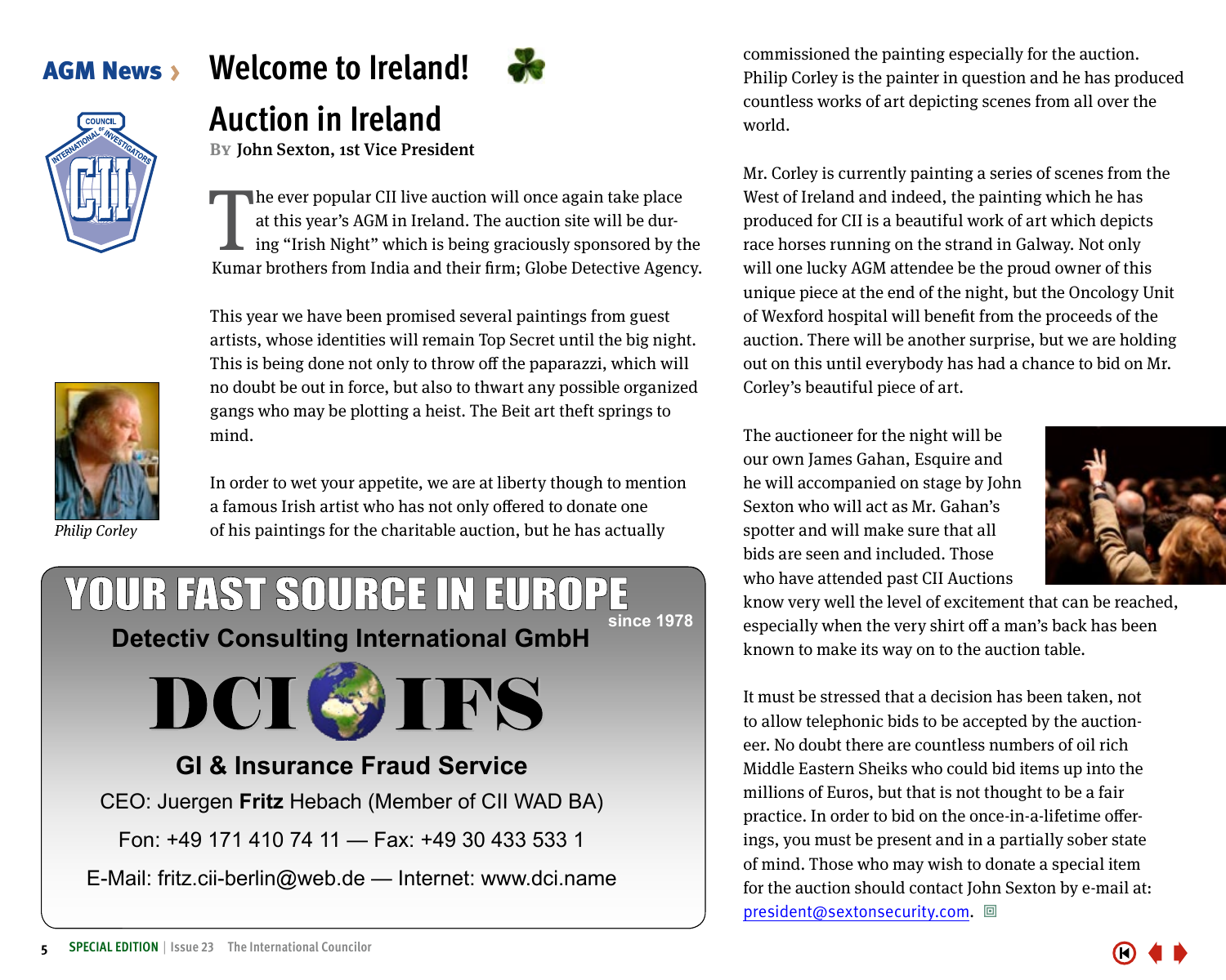AGM News ›

# Welcome to Ireland!

## Auction in Ireland

BY **John Sexton, 1st Vice President**

The ever popular CII live auction will once again take place at this year's AGM in Ireland. The auction site will be during "Irish Night" which is being graciously sponsored by the Kumar brothers from India and their firm; Globe Detective Agency.

This year we have been promised several paintings from guest artists, whose identities will remain Top Secret until the big night. This is being done not only to throw off the paparazzi, which will no doubt be out in force, but also to thwart any possible organized gangs who may be plotting a heist. The Beit art theft springs to mind.

*Philip Corley*

In order to wet your appetite, we are at liberty though to mention a famous Irish artist who has not only offered to donate one of his paintings for the charitable auction, but he has actually commissioned the painting especially for the auction. Philip Corley is the painter in question and he has produced countless works of art depicting scenes from all over the world.

Mr. Corley is currently painting a series of scenes from the West of Ireland and indeed, the painting which he has produced for CII is a beautiful work of art which depicts race horses running on the strand in Galway. Not only will one lucky AGM attendee be the proud owner of this unique piece at the end of the night, but the Oncology Unit of Wexford hospital will benefit from the proceeds of the auction. There will be another surprise, but we are holding out on this until everybody has had a chance to bid on Mr. Corley's beautiful piece of art.

The auctioneer for the night will be our own James Gahan, Esquire and he will accompanied on stage by John Sexton who will act as Mr. Gahan's spotter and will make sure that all bids are seen and included. Those who have attended past CII Auctions know very well the level of excitement that can be reached, especially when the very shirt off a man's back has been known to make its way on to the auction table.

It must be stressed that a decision has been taken, not to allow telephonic bids to be accepted by the auctioneer. No doubt there are countless numbers of oil rich Middle Eastern Sheiks who could bid items up into the millions of Euros, but that is not thought to be a fair practice. In order to bid on the once-in-a-lifetime offerings, you must be present and in a partially sober state of mind. Those who may wish to donate a special item for the auction should contact John Sexton by e-mail at: president@sextonsecurity.com.

---

**YOUR FAST SOURCE IN EUROPE** since 1978

**Detectiv Consulting International GmbH**

**DCI IFS**

**GI & Insurance Fraud Service**

CEO: Juergen **Fritz** Hebach (Member of CII WAD BA)

Fon: +49 171 410 74 11 — Fax: +49 30 433 533 1

E-Mail: fritz.cii-berlin@web.de — Internet: www.dci.name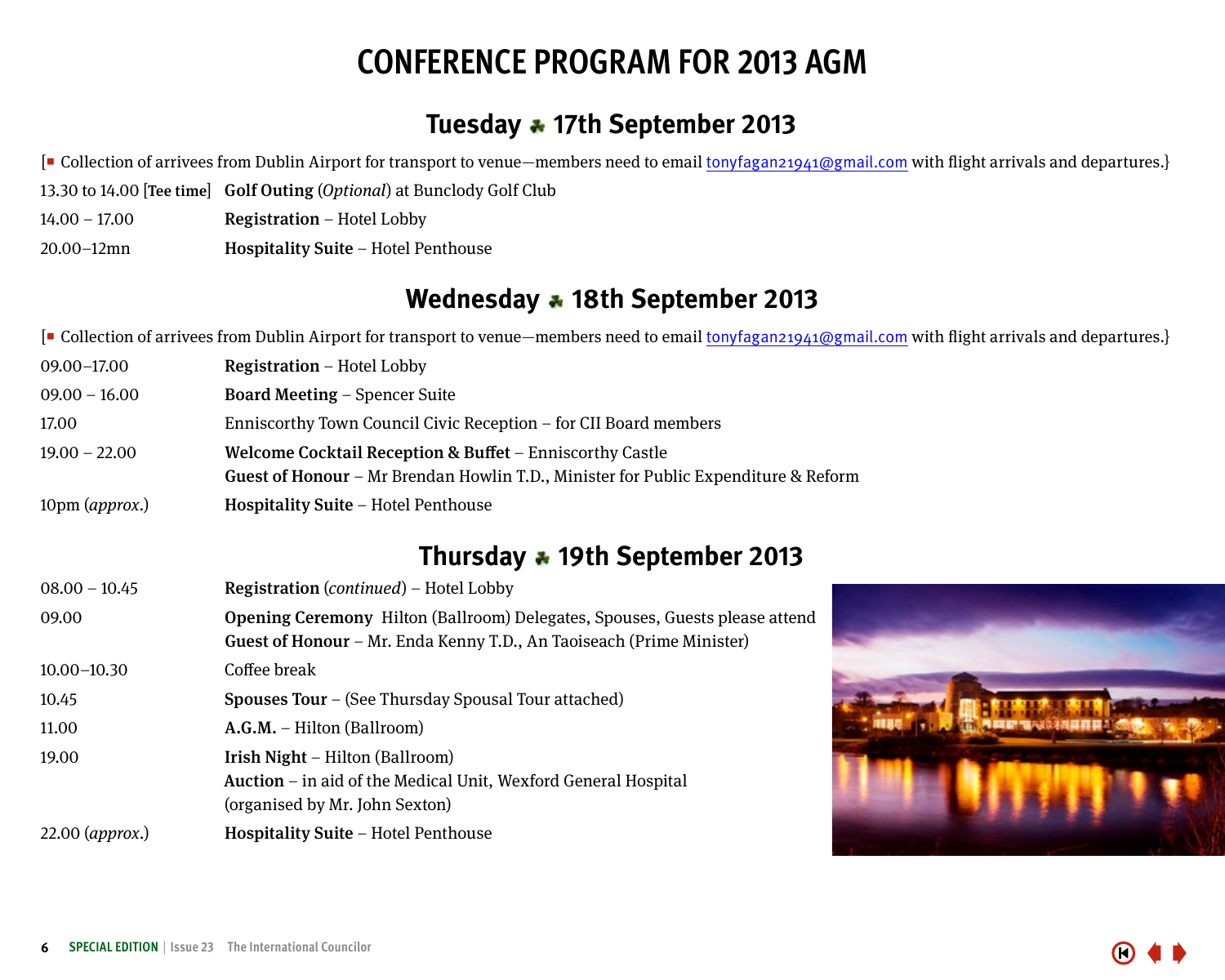# CONFERENCE PROGRAM FOR 2013 AGM

## Tuesday ☘ 17th September 2013

[■ Collection of arrivees from Dublin Airport for transport to venue—members need to email tonyfagan21941@gmail.com with flight arrivals and departures.}

| | |
|---|---|
| 13.30 to 14.00 [**Tee time**] | **Golf Outing** (*Optional*) at Bunclody Golf Club |
| 14.00 – 17.00 | **Registration** – Hotel Lobby |
| 20.00–12mn | **Hospitality Suite** – Hotel Penthouse |

## Wednesday ☘ 18th September 2013

[■ Collection of arrivees from Dublin Airport for transport to venue—members need to email tonyfagan21941@gmail.com with flight arrivals and departures.}

| | |
|---|---|
| 09.00–17.00 | **Registration** – Hotel Lobby |
| 09.00 – 16.00 | **Board Meeting** – Spencer Suite |
| 17.00 | Enniscorthy Town Council Civic Reception – for CII Board members |
| 19.00 – 22.00 | **Welcome Cocktail Reception & Buffet** – Enniscorthy Castle<br>**Guest of Honour** – Mr Brendan Howlin T.D., Minister for Public Expenditure & Reform |
| 10pm (*approx.*) | **Hospitality Suite** – Hotel Penthouse |

## Thursday ☘ 19th September 2013

| | |
|---|---|
| 08.00 – 10.45 | **Registration** (*continued*) – Hotel Lobby |
| 09.00 | **Opening Ceremony** Hilton (Ballroom) Delegates, Spouses, Guests please attend<br>**Guest of Honour** – Mr. Enda Kenny T.D., An Taoiseach (Prime Minister) |
| 10.00–10.30 | Coffee break |
| 10.45 | **Spouses Tour** – (See Thursday Spousal Tour attached) |
| 11.00 | **A.G.M.** – Hilton (Ballroom) |
| 19.00 | **Irish Night** – Hilton (Ballroom)<br>**Auction** – in aid of the Medical Unit, Wexford General Hospital (organised by Mr. John Sexton) |
| 22.00 (*approx.*) | **Hospitality Suite** – Hotel Penthouse |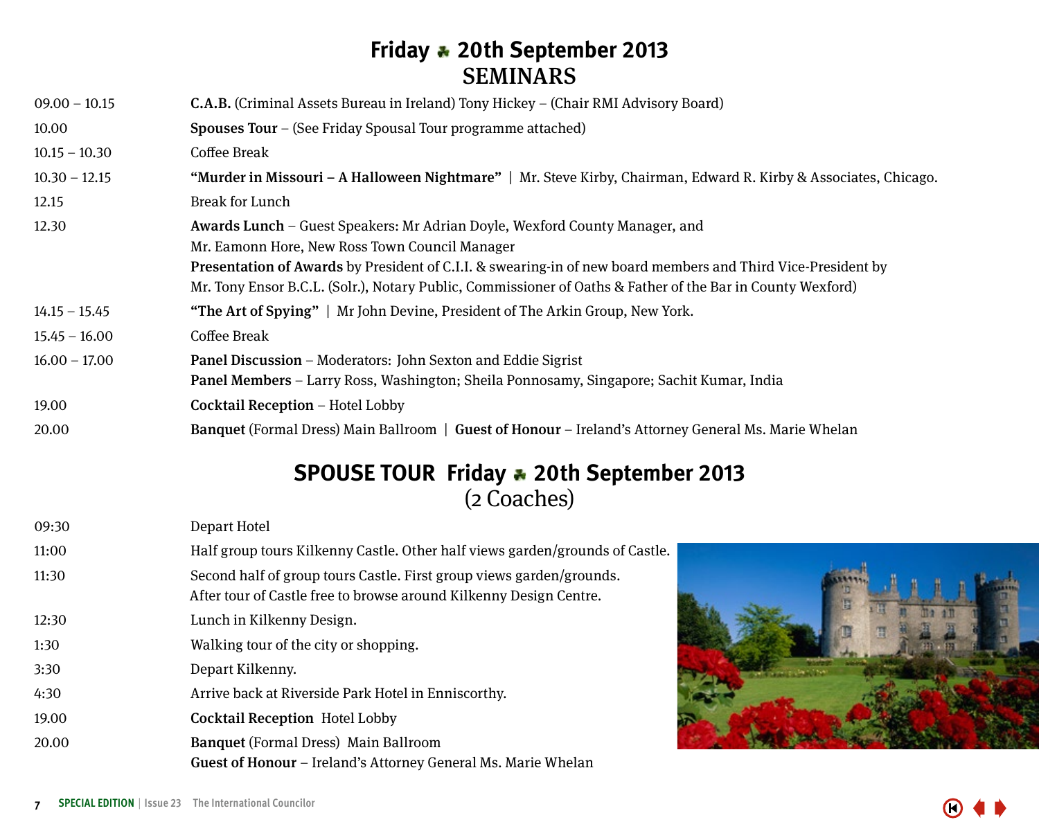# Friday ☘ 20th September 2013
## SEMINARS

| | |
|---|---|
| 09.00 – 10.15 | **C.A.B.** (Criminal Assets Bureau in Ireland) Tony Hickey – (Chair RMI Advisory Board) |
| 10.00 | **Spouses Tour** – (See Friday Spousal Tour programme attached) |
| 10.15 – 10.30 | Coffee Break |
| 10.30 – 12.15 | **"Murder in Missouri – A Halloween Nightmare"** \| Mr. Steve Kirby, Chairman, Edward R. Kirby & Associates, Chicago. |
| 12.15 | Break for Lunch |
| 12.30 | **Awards Lunch** – Guest Speakers: Mr Adrian Doyle, Wexford County Manager, and Mr. Eamonn Hore, New Ross Town Council Manager<br>**Presentation of Awards** by President of C.I.I. & swearing-in of new board members and Third Vice-President by Mr. Tony Ensor B.C.L. (Solr.), Notary Public, Commissioner of Oaths & Father of the Bar in County Wexford) |
| 14.15 – 15.45 | **"The Art of Spying"** \| Mr John Devine, President of The Arkin Group, New York. |
| 15.45 – 16.00 | Coffee Break |
| 16.00 – 17.00 | **Panel Discussion** – Moderators: John Sexton and Eddie Sigrist<br>**Panel Members** – Larry Ross, Washington; Sheila Ponnosamy, Singapore; Sachit Kumar, India |
| 19.00 | **Cocktail Reception** – Hotel Lobby |
| 20.00 | **Banquet** (Formal Dress) Main Ballroom \| **Guest of Honour** – Ireland's Attorney General Ms. Marie Whelan |

## SPOUSE TOUR Friday ☘ 20th September 2013
(2 Coaches)

| | |
|---|---|
| 09:30 | Depart Hotel |
| 11:00 | Half group tours Kilkenny Castle. Other half views garden/grounds of Castle. |
| 11:30 | Second half of group tours Castle. First group views garden/grounds.<br>After tour of Castle free to browse around Kilkenny Design Centre. |
| 12:30 | Lunch in Kilkenny Design. |
| 1:30 | Walking tour of the city or shopping. |
| 3:30 | Depart Kilkenny. |
| 4:30 | Arrive back at Riverside Park Hotel in Enniscorthy. |
| 19.00 | **Cocktail Reception** Hotel Lobby |
| 20.00 | **Banquet** (Formal Dress) Main Ballroom<br>**Guest of Honour** – Ireland's Attorney General Ms. Marie Whelan |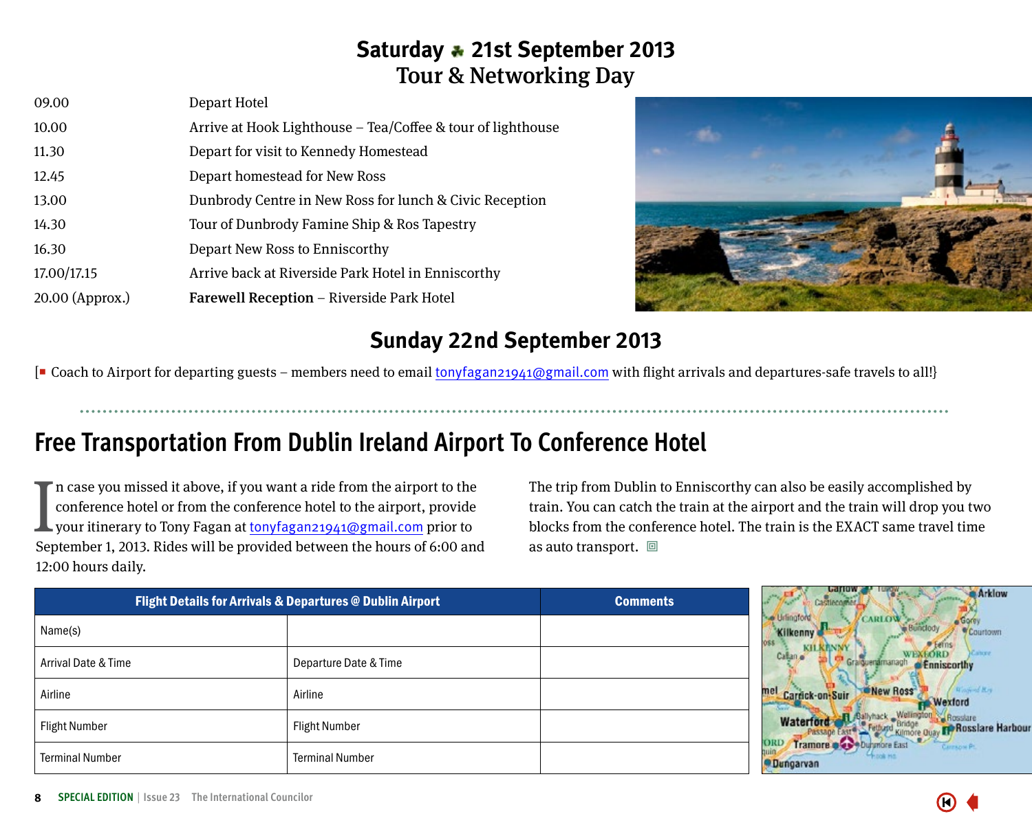## Saturday ☘ 21st September 2013
## Tour & Networking Day

| | |
|---|---|
| 09.00 | Depart Hotel |
| 10.00 | Arrive at Hook Lighthouse – Tea/Coffee & tour of lighthouse |
| 11.30 | Depart for visit to Kennedy Homestead |
| 12.45 | Depart homestead for New Ross |
| 13.00 | Dunbrody Centre in New Ross for lunch & Civic Reception |
| 14.30 | Tour of Dunbrody Famine Ship & Ros Tapestry |
| 16.30 | Depart New Ross to Enniscorthy |
| 17.00/17.15 | Arrive back at Riverside Park Hotel in Enniscorthy |
| 20.00 (Approx.) | **Farewell Reception** – Riverside Park Hotel |

## Sunday 22nd September 2013

[▪ Coach to Airport for departing guests – members need to email tonyfagan21941@gmail.com with flight arrivals and departures-safe travels to all!}

# Free Transportation From Dublin Ireland Airport To Conference Hotel

In case you missed it above, if you want a ride from the airport to the conference hotel or from the conference hotel to the airport, provide your itinerary to Tony Fagan at tonyfagan21941@gmail.com prior to September 1, 2013. Rides will be provided between the hours of 6:00 and 12:00 hours daily.

The trip from Dublin to Enniscorthy can also be easily accomplished by train. You can catch the train at the airport and the train will drop you two blocks from the conference hotel. The train is the EXACT same travel time as auto transport.

| Flight Details for Arrivals & Departures @ Dublin Airport | | Comments |
|---|---|---|
| Name(s) | | |
| Arrival Date & Time | Departure Date & Time | |
| Airline | Airline | |
| Flight Number | Flight Number | |
| Terminal Number | Terminal Number | |